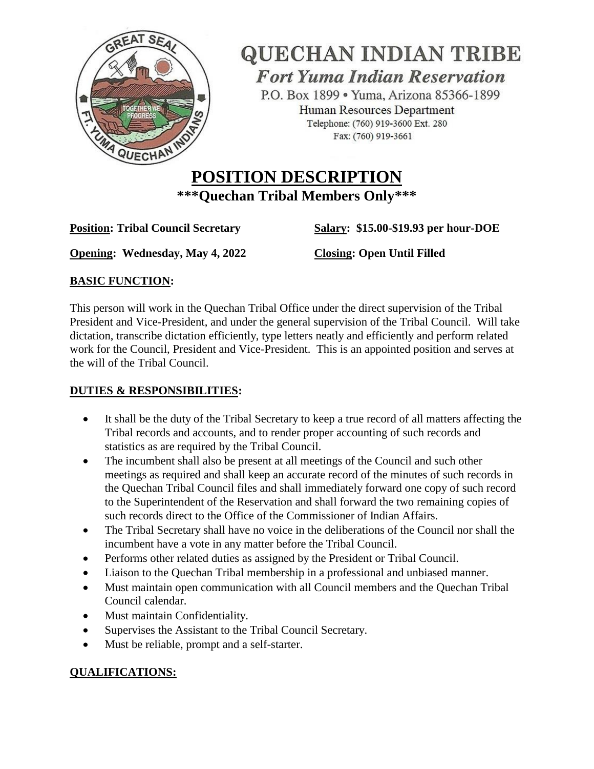# QUECHAN INDIAN TRIBE

## *Fort Yuma Indian Reservation*

P.O. Box 1899 • Yuma, Arizona 85366-1899
Human Resources Department
Telephone: (760) 919-3600 Ext. 280
Fax: (760) 919-3661

# POSITION DESCRIPTION

**\*\*\*Quechan Tribal Members Only\*\*\***

**Position: Tribal Council Secretary** | **Salary: $15.00-$19.93 per hour-DOE**

**Opening: Wednesday, May 4, 2022** | **Closing: Open Until Filled**

## BASIC FUNCTION:

This person will work in the Quechan Tribal Office under the direct supervision of the Tribal President and Vice-President, and under the general supervision of the Tribal Council. Will take dictation, transcribe dictation efficiently, type letters neatly and efficiently and perform related work for the Council, President and Vice-President. This is an appointed position and serves at the will of the Tribal Council.

## DUTIES & RESPONSIBILITIES:

- It shall be the duty of the Tribal Secretary to keep a true record of all matters affecting the Tribal records and accounts, and to render proper accounting of such records and statistics as are required by the Tribal Council.
- The incumbent shall also be present at all meetings of the Council and such other meetings as required and shall keep an accurate record of the minutes of such records in the Quechan Tribal Council files and shall immediately forward one copy of such record to the Superintendent of the Reservation and shall forward the two remaining copies of such records direct to the Office of the Commissioner of Indian Affairs.
- The Tribal Secretary shall have no voice in the deliberations of the Council nor shall the incumbent have a vote in any matter before the Tribal Council.
- Performs other related duties as assigned by the President or Tribal Council.
- Liaison to the Quechan Tribal membership in a professional and unbiased manner.
- Must maintain open communication with all Council members and the Quechan Tribal Council calendar.
- Must maintain Confidentiality.
- Supervises the Assistant to the Tribal Council Secretary.
- Must be reliable, prompt and a self-starter.

## QUALIFICATIONS: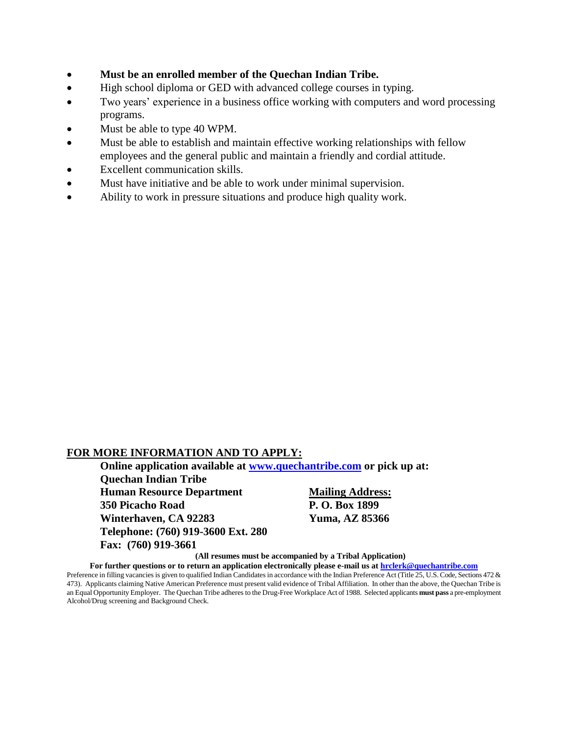- **Must be an enrolled member of the Quechan Indian Tribe.**
- High school diploma or GED with advanced college courses in typing.
- Two years' experience in a business office working with computers and word processing programs.
- Must be able to type 40 WPM.
- Must be able to establish and maintain effective working relationships with fellow employees and the general public and maintain a friendly and cordial attitude.
- Excellent communication skills.
- Must have initiative and be able to work under minimal supervision.
- Ability to work in pressure situations and produce high quality work.

**FOR MORE INFORMATION AND TO APPLY:**

**Online application available at [www.quechantribe.com](http://www.quechantribe.com) or pick up at:**

**Quechan Indian Tribe**
**Human Resource Department**
**350 Picacho Road**
**Winterhaven, CA 92283**
**Telephone: (760) 919-3600 Ext. 280**
**Fax: (760) 919-3661**

**Mailing Address:**
**P. O. Box 1899**
**Yuma, AZ 85366**

**(All resumes must be accompanied by a Tribal Application)**

**For further questions or to return an application electronically please e-mail us at [hrclerk@quechantribe.com](mailto:hrclerk@quechantribe.com)**

Preference in filling vacancies is given to qualified Indian Candidates in accordance with the Indian Preference Act (Title 25, U.S. Code, Sections 472 & 473). Applicants claiming Native American Preference must present valid evidence of Tribal Affiliation. In other than the above, the Quechan Tribe is an Equal Opportunity Employer. The Quechan Tribe adheres to the Drug-Free Workplace Act of 1988. Selected applicants **must pass** a pre-employment Alcohol/Drug screening and Background Check.